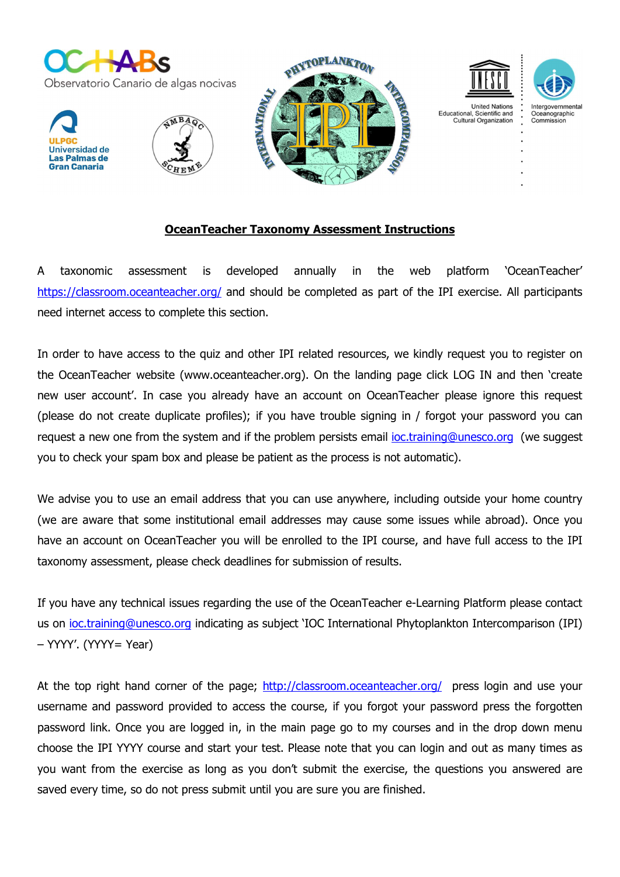**OceanTeacher Taxonomy Assessment Instructions**

A taxonomic assessment is developed annually in the web platform 'OceanTeacher' https://classroom.oceanteacher.org/ and should be completed as part of the IPI exercise. All participants need internet access to complete this section.

In order to have access to the quiz and other IPI related resources, we kindly request you to register on the OceanTeacher website (www.oceanteacher.org). On the landing page click LOG IN and then 'create new user account'. In case you already have an account on OceanTeacher please ignore this request (please do not create duplicate profiles); if you have trouble signing in / forgot your password you can request a new one from the system and if the problem persists email ioc.training@unesco.org (we suggest you to check your spam box and please be patient as the process is not automatic).

We advise you to use an email address that you can use anywhere, including outside your home country (we are aware that some institutional email addresses may cause some issues while abroad). Once you have an account on OceanTeacher you will be enrolled to the IPI course, and have full access to the IPI taxonomy assessment, please check deadlines for submission of results.

If you have any technical issues regarding the use of the OceanTeacher e-Learning Platform please contact us on ioc.training@unesco.org indicating as subject 'IOC International Phytoplankton Intercomparison (IPI) – YYYY'. (YYYY= Year)

At the top right hand corner of the page; http://classroom.oceanteacher.org/ press login and use your username and password provided to access the course, if you forgot your password press the forgotten password link. Once you are logged in, in the main page go to my courses and in the drop down menu choose the IPI YYYY course and start your test. Please note that you can login and out as many times as you want from the exercise as long as you don't submit the exercise, the questions you answered are saved every time, so do not press submit until you are sure you are finished.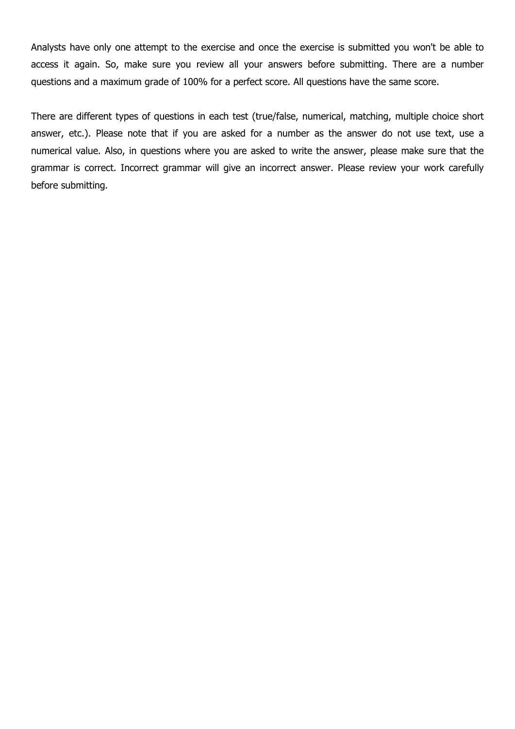Analysts have only one attempt to the exercise and once the exercise is submitted you won't be able to access it again. So, make sure you review all your answers before submitting. There are a number questions and a maximum grade of 100% for a perfect score. All questions have the same score.

There are different types of questions in each test (true/false, numerical, matching, multiple choice short answer, etc.). Please note that if you are asked for a number as the answer do not use text, use a numerical value. Also, in questions where you are asked to write the answer, please make sure that the grammar is correct. Incorrect grammar will give an incorrect answer. Please review your work carefully before submitting.